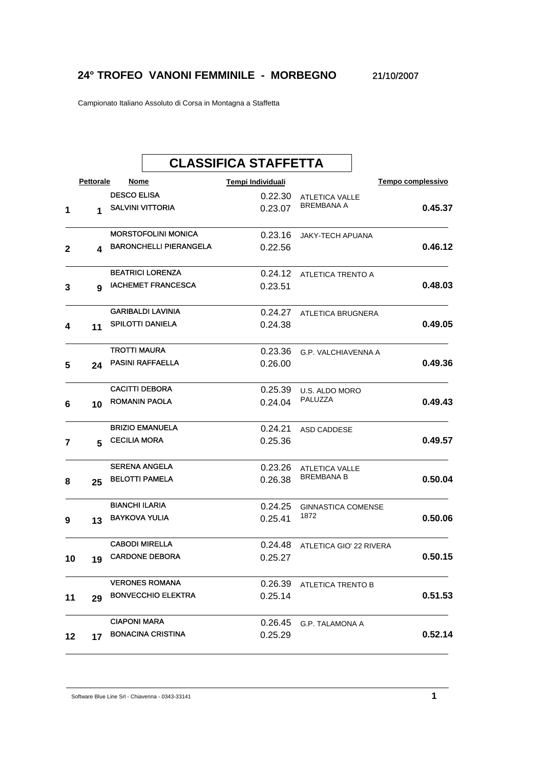# 24° TROFEO VANONI FEMMINILE - MORBEGNO

21/10/2007

Campionato Italiano Assoluto di Corsa in Montagna a Staffetta

## CLASSIFICA STAFFETTA

| | Pettorale | Nome | Tempi Individuali | | Tempo complessivo |
|---|---|---|---|---|---|
| 1 | 1 | DESCO ELISA<br>SALVINI VITTORIA | 0.22.30<br>0.23.07 | ATLETICA VALLE BREMBANA A | **0.45.37** |
| 2 | 4 | MORSTOFOLINI MONICA<br>BARONCHELLI PIERANGELA | 0.23.16<br>0.22.56 | JAKY-TECH APUANA | **0.46.12** |
| 3 | 9 | BEATRICI LORENZA<br>IACHEMET FRANCESCA | 0.24.12<br>0.23.51 | ATLETICA TRENTO A | **0.48.03** |
| 4 | 11 | GARIBALDI LAVINIA<br>SPILOTTI DANIELA | 0.24.27<br>0.24.38 | ATLETICA BRUGNERA | **0.49.05** |
| 5 | 24 | TROTTI MAURA<br>PASINI RAFFAELLA | 0.23.36<br>0.26.00 | G.P. VALCHIAVENNA A | **0.49.36** |
| 6 | 10 | CACITTI DEBORA<br>ROMANIN PAOLA | 0.25.39<br>0.24.04 | U.S. ALDO MORO PALUZZA | **0.49.43** |
| 7 | 5 | BRIZIO EMANUELA<br>CECILIA MORA | 0.24.21<br>0.25.36 | ASD CADDESE | **0.49.57** |
| 8 | 25 | SERENA ANGELA<br>BELOTTI PAMELA | 0.23.26<br>0.26.38 | ATLETICA VALLE BREMBANA B | **0.50.04** |
| 9 | 13 | BIANCHI ILARIA<br>BAYKOVA YULIA | 0.24.25<br>0.25.41 | GINNASTICA COMENSE 1872 | **0.50.06** |
| 10 | 19 | CABODI MIRELLA<br>CARDONE DEBORA | 0.24.48<br>0.25.27 | ATLETICA GIO' 22 RIVERA | **0.50.15** |
| 11 | 29 | VERONES ROMANA<br>BONVECCHIO ELEKTRA | 0.26.39<br>0.25.14 | ATLETICA TRENTO B | **0.51.53** |
| 12 | 17 | CIAPONI MARA<br>BONACINA CRISTINA | 0.26.45<br>0.25.29 | G.P. TALAMONA A | **0.52.14** |

Software Blue Line Srl - Chiavenna - 0343-33141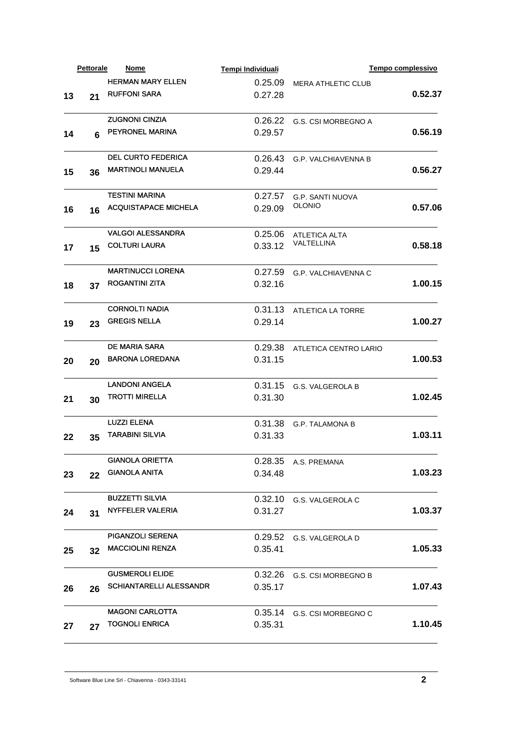| | Pettorale | Nome | Tempi Individuali | | Tempo complessivo |
|---|---|---|---|---|---|
| 13 | 21 | HERMAN MARY ELLEN<br>RUFFONI SARA | 0.25.09<br>0.27.28 | MERA ATHLETIC CLUB | 0.52.37 |
| 14 | 6 | ZUGNONI CINZIA<br>PEYRONEL MARINA | 0.26.22<br>0.29.57 | G.S. CSI MORBEGNO A | 0.56.19 |
| 15 | 36 | DEL CURTO FEDERICA<br>MARTINOLI MANUELA | 0.26.43<br>0.29.44 | G.P. VALCHIAVENNA B | 0.56.27 |
| 16 | 16 | TESTINI MARINA<br>ACQUISTAPACE MICHELA | 0.27.57<br>0.29.09 | G.P. SANTI NUOVA OLONIO | 0.57.06 |
| 17 | 15 | VALGOI ALESSANDRA<br>COLTURI LAURA | 0.25.06<br>0.33.12 | ATLETICA ALTA VALTELLINA | 0.58.18 |
| 18 | 37 | MARTINUCCI LORENA<br>ROGANTINI ZITA | 0.27.59<br>0.32.16 | G.P. VALCHIAVENNA C | 1.00.15 |
| 19 | 23 | CORNOLTI NADIA<br>GREGIS NELLA | 0.31.13<br>0.29.14 | ATLETICA LA TORRE | 1.00.27 |
| 20 | 20 | DE MARIA SARA<br>BARONA LOREDANA | 0.29.38<br>0.31.15 | ATLETICA CENTRO LARIO | 1.00.53 |
| 21 | 30 | LANDONI ANGELA<br>TROTTI MIRELLA | 0.31.15<br>0.31.30 | G.S. VALGEROLA B | 1.02.45 |
| 22 | 35 | LUZZI ELENA<br>TARABINI SILVIA | 0.31.38<br>0.31.33 | G.P. TALAMONA B | 1.03.11 |
| 23 | 22 | GIANOLA ORIETTA<br>GIANOLA ANITA | 0.28.35<br>0.34.48 | A.S. PREMANA | 1.03.23 |
| 24 | 31 | BUZZETTI SILVIA<br>NYFFELER VALERIA | 0.32.10<br>0.31.27 | G.S. VALGEROLA C | 1.03.37 |
| 25 | 32 | PIGANZOLI SERENA<br>MACCIOLINI RENZA | 0.29.52<br>0.35.41 | G.S. VALGEROLA D | 1.05.33 |
| 26 | 26 | GUSMEROLI ELIDE<br>SCHIANTARELLI ALESSANDR | 0.32.26<br>0.35.17 | G.S. CSI MORBEGNO B | 1.07.43 |
| 27 | 27 | MAGONI CARLOTTA<br>TOGNOLI ENRICA | 0.35.14<br>0.35.31 | G.S. CSI MORBEGNO C | 1.10.45 |

Software Blue Line Srl - Chiavenna - 0343-33141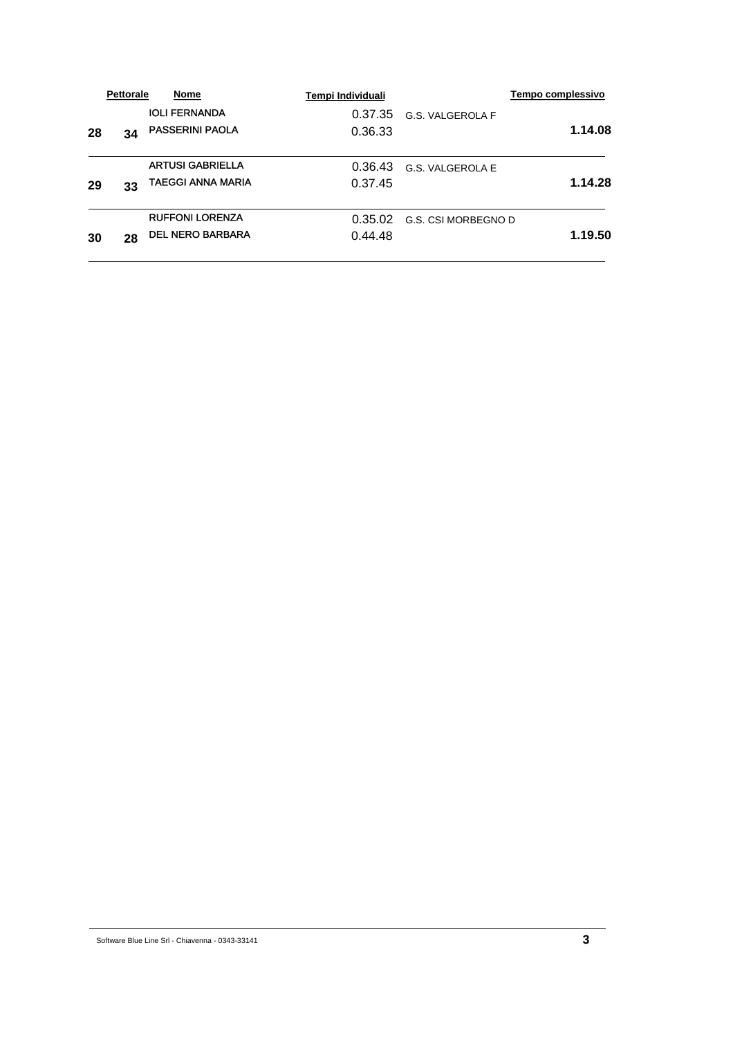| | Pettorale | Nome | Tempi Individuali | | Tempo complessivo |
|---|---|---|---|---|---|
| 28 | 34 | IOLI FERNANDA<br>PASSERINI PAOLA | 0.37.35<br>0.36.33 | G.S. VALGEROLA F | **1.14.08** |
| 29 | 33 | ARTUSI GABRIELLA<br>TAEGGI ANNA MARIA | 0.36.43<br>0.37.45 | G.S. VALGEROLA E | **1.14.28** |
| 30 | 28 | RUFFONI LORENZA<br>DEL NERO BARBARA | 0.35.02<br>0.44.48 | G.S. CSI MORBEGNO D | **1.19.50** |

Software Blue Line Srl - Chiavenna - 0343-33141